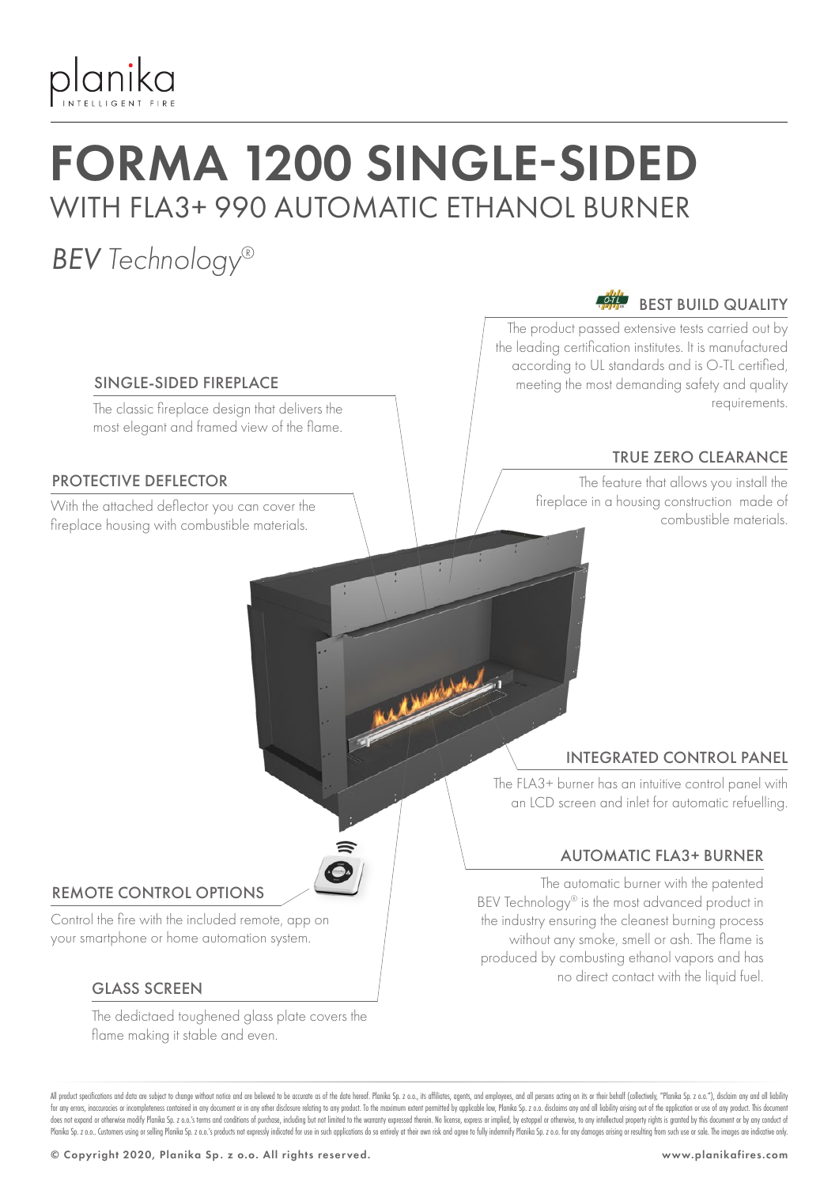planika
INTELLIGENT FIRE

# FORMA 1200 SINGLE-SIDED

## WITH FLA3+ 990 AUTOMATIC ETHANOL BURNER

*BEV Technology®*

### BEST BUILD QUALITY

The product passed extensive tests carried out by the leading certification institutes. It is manufactured according to UL standards and is O-TL certified, meeting the most demanding safety and quality requirements.

### SINGLE-SIDED FIREPLACE

The classic fireplace design that delivers the most elegant and framed view of the flame.

### TRUE ZERO CLEARANCE

The feature that allows you install the fireplace in a housing construction made of combustible materials.

### PROTECTIVE DEFLECTOR

With the attached deflector you can cover the fireplace housing with combustible materials.

### INTEGRATED CONTROL PANEL

The FLA3+ burner has an intuitive control panel with an LCD screen and inlet for automatic refuelling.

### AUTOMATIC FLA3+ BURNER

The automatic burner with the patented BEV Technology® is the most advanced product in the industry ensuring the cleanest burning process without any smoke, smell or ash. The flame is produced by combusting ethanol vapors and has no direct contact with the liquid fuel.

### REMOTE CONTROL OPTIONS

Control the fire with the included remote, app on your smartphone or home automation system.

### GLASS SCREEN

The dedictaed toughened glass plate covers the flame making it stable and even.

All product specifications and data are subject to change without notice and are believed to be accurate as of the date hereof. Planika Sp. z o.o., its affiliates, agents, and employees, and all persons acting on its or their behalf (collectively, "Planika Sp. z o.o."), disclaim any and all liability for any errors, inaccuracies or incompleteness contained in any document or in any other disclosure relating to any product. To the maximum extent permitted by applicable law, Planika Sp. z o.o. disclaims any and all liability arising out of the application or use of any product. This document does not expand or otherwise modify Planika Sp. z o.o.'s terms and conditions of purchase, including but not limited to the warranty expressed therein. No license, express or implied, by estoppel or otherwise, to any intellectual property rights is granted by this document or by any conduct of Planika Sp. z o.o.. Customers using or selling Planika Sp. z o.o.'s products not expressly indicated for use in such applications do so entirely at their own risk and agree to fully indemnify Planika Sp. z o.o. for any damages arising or resulting from such use or sale. The images are indicative only.

© Copyright 2020, Planika Sp. z o.o. All rights reserved. www.planikafires.com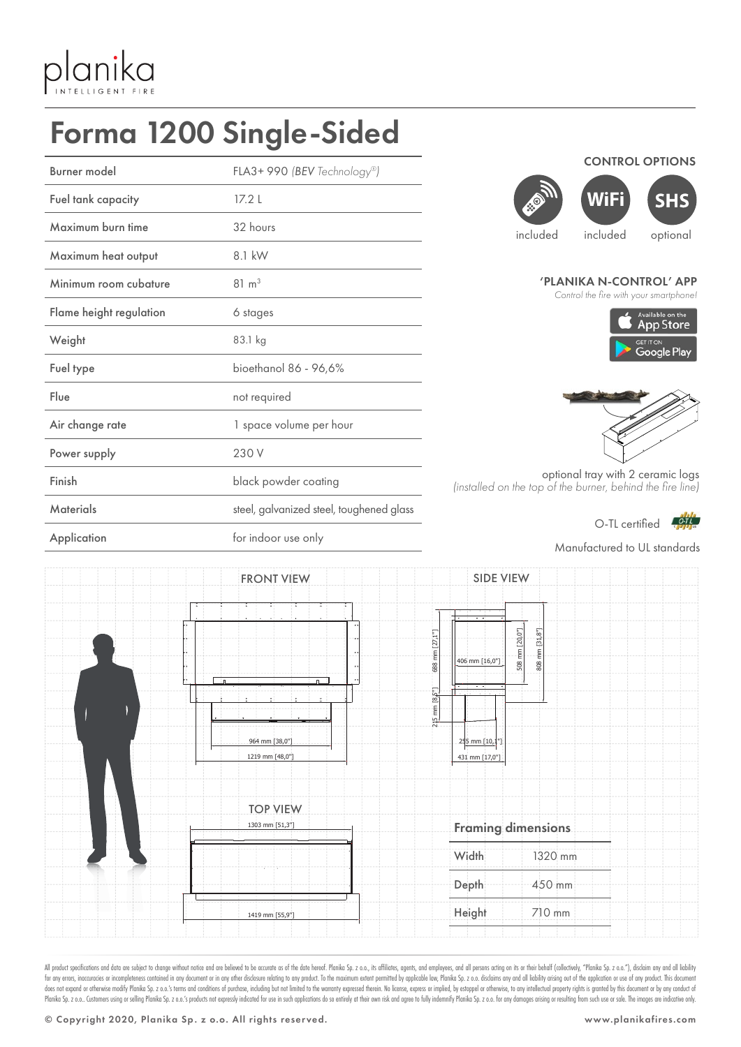planika
INTELLIGENT FIRE

# Forma 1200 Single-Sided

| | |
|---|---|
| Burner model | FLA3+ 990 *(BEV Technology®)* |
| Fuel tank capacity | 17.2 L |
| Maximum burn time | 32 hours |
| Maximum heat output | 8.1 kW |
| Minimum room cubature | 81 $m^3$ |
| Flame height regulation | 6 stages |
| Weight | 83.1 kg |
| Fuel type | bioethanol 86 - 96,6% |
| Flue | not required |
| Air change rate | 1 space volume per hour |
| Power supply | 230 V |
| Finish | black powder coating |
| Materials | steel, galvanized steel, toughened glass |
| Application | for indoor use only |

## CONTROL OPTIONS

included — included (WiFi) — optional (SHS)

## 'PLANIKA N-CONTROL' APP

*Control the fire with your smartphone!*

Available on the App Store

GET IT ON Google Play

optional tray with 2 ceramic logs
*(installed on the top of the burner, behind the fire line)*

O-TL certified

Manufactured to UL standards

FRONT VIEW

964 mm [38,0"]
1219 mm [48,0"]

SIDE VIEW

688 mm [27,1"]
215 mm [8,5"]
406 mm [16,0"]
508 mm [20,0"]
808 mm [31,8"]
255 mm [10,1"]
431 mm [17,0"]

TOP VIEW

1303 mm [51,3"]
1419 mm [55,9"]

### Framing dimensions

| | |
|---|---|
| Width | 1320 mm |
| Depth | 450 mm |
| Height | 710 mm |

All product specifications and data are subject to change without notice and are believed to be accurate as of the date hereof. Planika Sp. z o.o., its affiliates, agents, and employees, and all persons acting on its or their behalf (collectively, "Planika Sp. z o.o."), disclaim any and all liability for any errors, inaccuracies or incompleteness contained in any document or in any other disclosure relating to any product. To the maximum extent permitted by applicable law, Planika Sp. z o.o. disclaims any and all liability arising out of the application or use of any product. This document does not expand or otherwise modify Planika Sp. z o.o.'s terms and conditions of purchase, including but not limited to the warranty expressed therein. No license, express or implied, by estoppel or otherwise, to any intellectual property rights is granted by this document or by any conduct of Planika Sp. z o.o.. Customers using or selling Planika Sp. z o.o.'s products not expressly indicated for use in such applications do so entirely at their own risk and agree to fully indemnify Planika Sp. z o.o. for any damages arising or resulting from such use or sale. The images are indicative only.

© Copyright 2020, Planika Sp. z o.o. All rights reserved.

www.planikafires.com